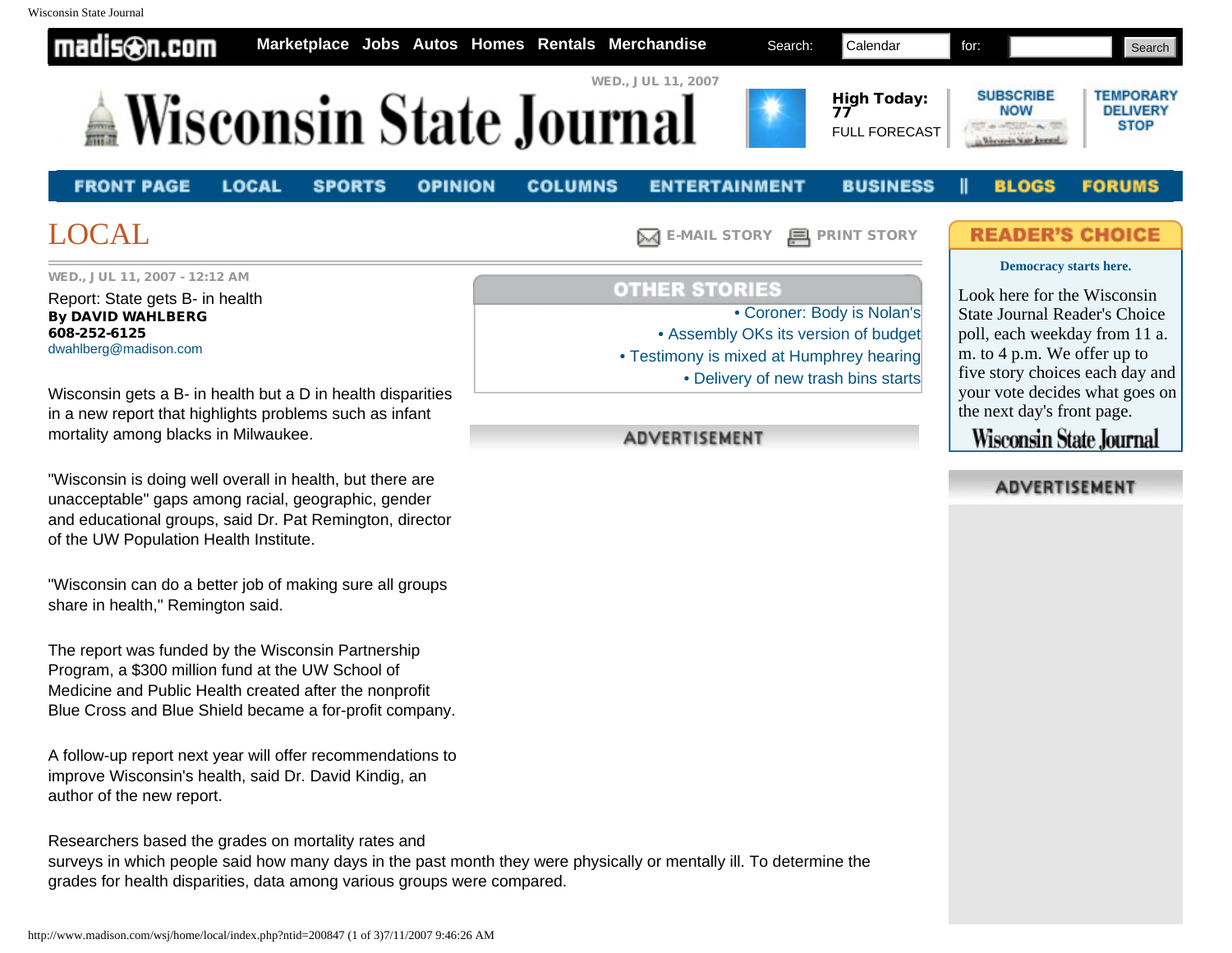madison.com | Marketplace | Jobs | Autos | Homes | Rentals | Merchandise

Search: Calendar for: Search

WED., JUL 11, 2007

# Wisconsin State Journal

High Today: 77
FULL FORECAST

SUBSCRIBE NOW | TEMPORARY DELIVERY STOP

FRONT PAGE | LOCAL | SPORTS | OPINION | COLUMNS | ENTERTAINMENT | BUSINESS | BLOGS | FORUMS

## LOCAL

E-MAIL STORY | PRINT STORY

WED., JUL 11, 2007 - 12:12 AM

### Report: State gets B- in health

**By DAVID WAHLBERG**
**608-252-6125**
dwahlberg@madison.com

Wisconsin gets a B- in health but a D in health disparities in a new report that highlights problems such as infant mortality among blacks in Milwaukee.

"Wisconsin is doing well overall in health, but there are unacceptable" gaps among racial, geographic, gender and educational groups, said Dr. Pat Remington, director of the UW Population Health Institute.

"Wisconsin can do a better job of making sure all groups share in health," Remington said.

The report was funded by the Wisconsin Partnership Program, a $300 million fund at the UW School of Medicine and Public Health created after the nonprofit Blue Cross and Blue Shield became a for-profit company.

A follow-up report next year will offer recommendations to improve Wisconsin's health, said Dr. David Kindig, an author of the new report.

Researchers based the grades on mortality rates and surveys in which people said how many days in the past month they were physically or mentally ill. To determine the grades for health disparities, data among various groups were compared.

**OTHER STORIES**

- Coroner: Body is Nolan's
- Assembly OKs its version of budget
- Testimony is mixed at Humphrey hearing
- Delivery of new trash bins starts

ADVERTISEMENT

**READER'S CHOICE**

**Democracy starts here.**

Look here for the Wisconsin State Journal Reader's Choice poll, each weekday from 11 a.m. to 4 p.m. We offer up to five story choices each day and your vote decides what goes on the next day's front page.

Wisconsin State Journal

ADVERTISEMENT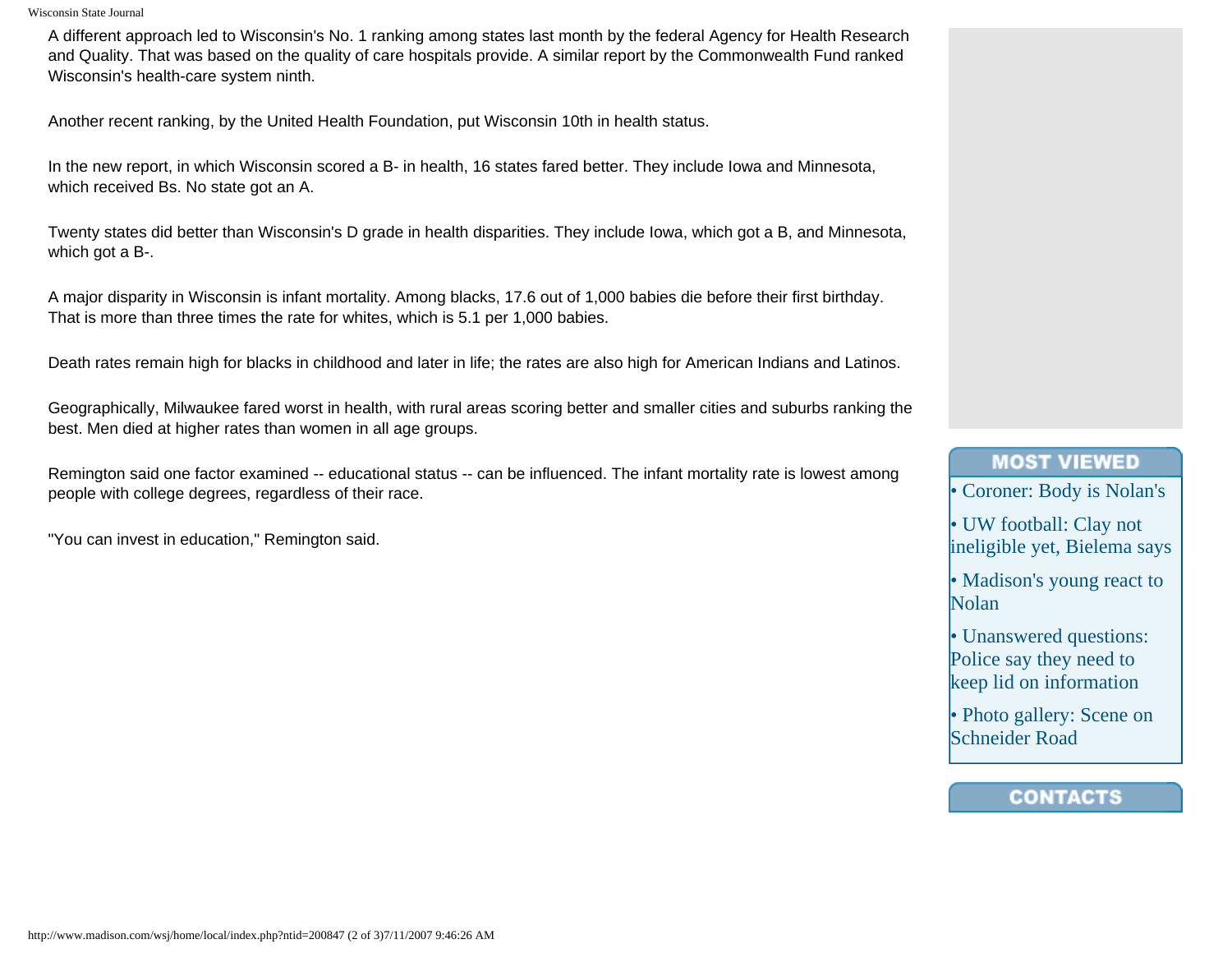A different approach led to Wisconsin's No. 1 ranking among states last month by the federal Agency for Health Research and Quality. That was based on the quality of care hospitals provide. A similar report by the Commonwealth Fund ranked Wisconsin's health-care system ninth.

Another recent ranking, by the United Health Foundation, put Wisconsin 10th in health status.

In the new report, in which Wisconsin scored a B- in health, 16 states fared better. They include Iowa and Minnesota, which received Bs. No state got an A.

Twenty states did better than Wisconsin's D grade in health disparities. They include Iowa, which got a B, and Minnesota, which got a B-.

A major disparity in Wisconsin is infant mortality. Among blacks, 17.6 out of 1,000 babies die before their first birthday. That is more than three times the rate for whites, which is 5.1 per 1,000 babies.

Death rates remain high for blacks in childhood and later in life; the rates are also high for American Indians and Latinos.

Geographically, Milwaukee fared worst in health, with rural areas scoring better and smaller cities and suburbs ranking the best. Men died at higher rates than women in all age groups.

Remington said one factor examined -- educational status -- can be influenced. The infant mortality rate is lowest among people with college degrees, regardless of their race.

"You can invest in education," Remington said.

**MOST VIEWED**

- Coroner: Body is Nolan's
- UW football: Clay not ineligible yet, Bielema says
- Madison's young react to Nolan
- Unanswered questions: Police say they need to keep lid on information
- Photo gallery: Scene on Schneider Road

**CONTACTS**